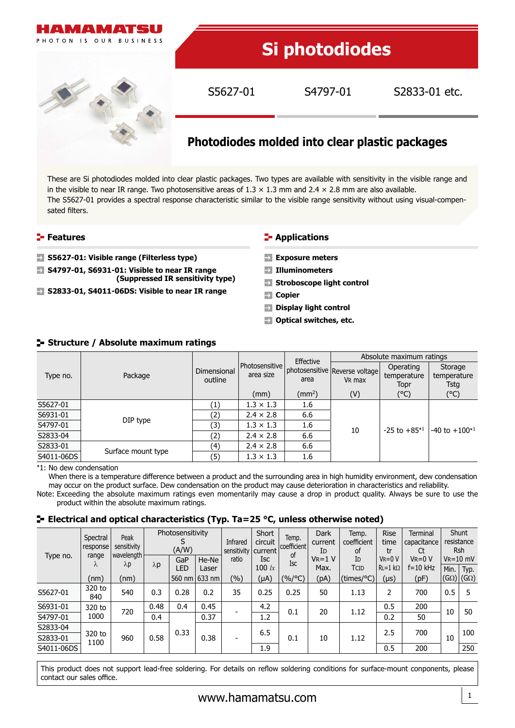HAMAMATSU

PHOTON IS OUR BUSINESS

# Si photodiodes

S5627-01 S4797-01 S2833-01 etc.

## Photodiodes molded into clear plastic packages

These are Si photodiodes molded into clear plastic packages. Two types are available with sensitivity in the visible range and in the visible to near IR range. Two photosensitive areas of 1.3 × 1.3 mm and 2.4 × 2.8 mm are also available.
The S5627-01 provides a spectral response characteristic similar to the visible range sensitivity without using visual-compensated filters.

## Features

- **S5627-01: Visible range (Filterless type)**
- **S4797-01, S6931-01: Visible to near IR range (Suppressed IR sensitivity type)**
- **S2833-01, S4011-06DS: Visible to near IR range**

## Applications

- **Exposure meters**
- **Illuminometers**
- **Stroboscope light control**
- **Copier**
- **Display light control**
- **Optical switches, etc.**

## Structure / Absolute maximum ratings

| Type no. | Package | Dimensional outline | Photosensitive area size | Effective photosensitive area | Absolute maximum ratings | | |
|---|---|---|---|---|---|---|---|
| | | | | | Reverse voltage VR max | Operating temperature Topr | Storage temperature Tstg |
| | | | (mm) | ($mm^2$) | (V) | (°C) | (°C) |
| S5627-01 | DIP type | (1) | 1.3 × 1.3 | 1.6 | 10 | -25 to +85*1 | -40 to +100*1 |
| S6931-01 | | (2) | 2.4 × 2.8 | 6.6 | | | |
| S4797-01 | | (3) | 1.3 × 1.3 | 1.6 | | | |
| S2833-04 | | (2) | 2.4 × 2.8 | 6.6 | | | |
| S2833-01 | Surface mount type | (4) | 2.4 × 2.8 | 6.6 | | | |
| S4011-06DS | | (5) | 1.3 × 1.3 | 1.6 | | | |

*1: No dew condensation
When there is a temperature difference between a product and the surrounding area in high humidity environment, dew condensation may occur on the product surface. Dew condensation on the product may cause deterioration in characteristics and reliability.

Note: Exceeding the absolute maximum ratings even momentarily may cause a drop in product quality. Always be sure to use the product within the absolute maximum ratings.

## Electrical and optical characteristics (Typ. Ta=25 °C, unless otherwise noted)

| Type no. | Spectral response range λ | Peak sensitivity wavelength λp | Photosensitivity S (A/W) | | | Infrared sensitivity ratio | Short circuit current Isc 100 lx | Temp. coefficient of Isc | Dark current ID VR=1 V Max. | Temp. coefficient of ID TCID | Rise time tr VR=0 V RL=1 kΩ | Terminal capacitance Ct VR=0 V f=10 kHz | Shunt resistance Rsh VR=10 mV | |
|---|---|---|---|---|---|---|---|---|---|---|---|---|---|---|
| | | | λp | GaP LED 560 nm | He-Ne Laser 633 nm | | | | | | | | Min. | Typ. |
| | (nm) | (nm) | | | | (%) | (μA) | (%/°C) | (pA) | (times/°C) | (μs) | (pF) | (GΩ) | (GΩ) |
| S5627-01 | 320 to 840 | 540 | 0.3 | 0.28 | 0.2 | 35 | 0.25 | 0.25 | 50 | 1.13 | 2 | 700 | 0.5 | 5 |
| S6931-01 | 320 to 1000 | 720 | 0.48 | 0.4 | 0.45 | - | 4.2 | 0.1 | 20 | 1.12 | 0.5 | 200 | 10 | 50 |
| S4797-01 | | | 0.4 | 0.33 | 0.37 | | 1.2 | | | | 0.2 | 50 | | |
| S2833-04 | 320 to 1100 | 960 | 0.58 | | 0.38 | - | 6.5 | 0.1 | 10 | 1.12 | 2.5 | 700 | 10 | 100 |
| S2833-01 | | | | | | | | | | | | | | |
| S4011-06DS | | | | | | | 1.9 | | | | 0.5 | 200 | | 250 |

This product does not support lead-free soldering. For details on reflow soldering conditions for surface-mount components, please contact our sales office.

www.hamamatsu.com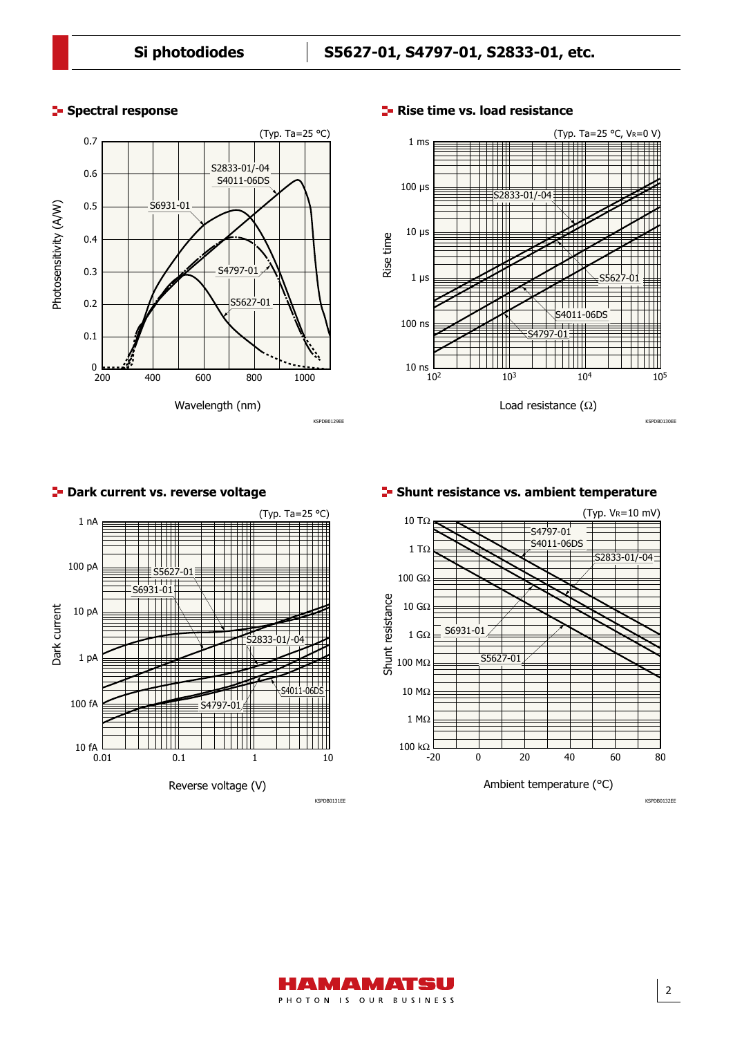## Spectral response

(Typ. Ta=25 °C)

Photosensitivity (A/W)

Wavelength (nm)

S2833-01/-04, S4011-06DS, S6931-01, S4797-01, S5627-01

KSPDB0129EE

## Rise time vs. load resistance

(Typ. Ta=25 °C, $V_R$=0 V)

Rise time

Load resistance (Ω)

S2833-01/-04, S5627-01, S4011-06DS, S4797-01

KSPDB0130EE

## Dark current vs. reverse voltage

(Typ. Ta=25 °C)

Dark current

Reverse voltage (V)

S5627-01, S6931-01, S2833-01/-04, S4011-06DS, S4797-01

KSPDB0131EE

## Shunt resistance vs. ambient temperature

(Typ. $V_R$=10 mV)

Shunt resistance

Ambient temperature (°C)

S4797-01, S4011-06DS, S2833-01/-04, S6931-01, S5627-01

KSPDB0132EE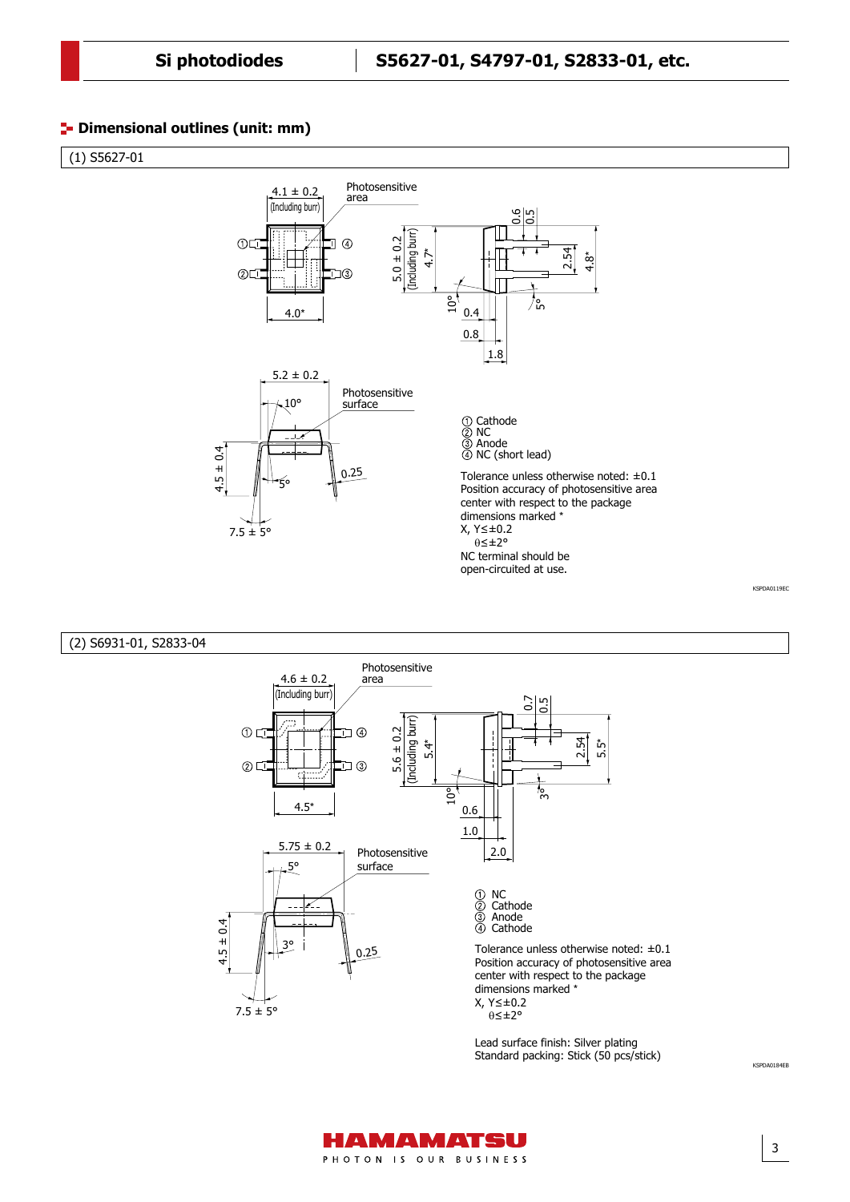## Dimensional outlines (unit: mm)

### (1) S5627-01

① Cathode
② NC
③ Anode
④ NC (short lead)

Tolerance unless otherwise noted: ±0.1
Position accuracy of photosensitive area center with respect to the package dimensions marked *
X, Y≤±0.2
θ≤±2°
NC terminal should be open-circuited at use.

KSPDA0119EC

### (2) S6931-01, S2833-04

① NC
② Cathode
③ Anode
④ Cathode

Tolerance unless otherwise noted: ±0.1
Position accuracy of photosensitive area center with respect to the package dimensions marked *
X, Y≤±0.2
θ≤±2°

Lead surface finish: Silver plating
Standard packing: Stick (50 pcs/stick)

KSPDA0184EB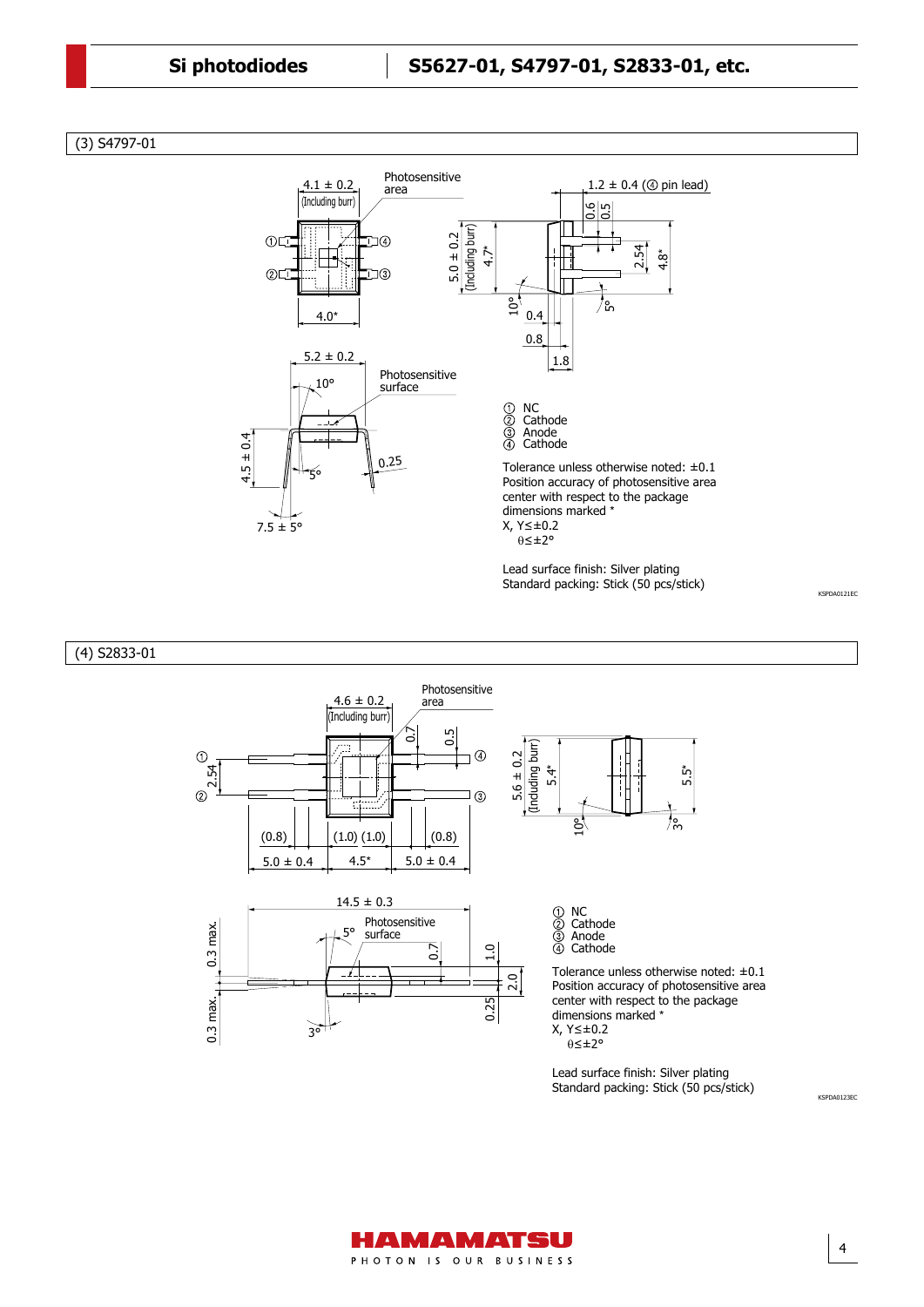## (3) S4797-01

① NC
② Cathode
③ Anode
④ Cathode

Tolerance unless otherwise noted: ±0.1
Position accuracy of photosensitive area center with respect to the package dimensions marked *
X, Y≤±0.2
θ≤±2°

Lead surface finish: Silver plating
Standard packing: Stick (50 pcs/stick)

KSPDA0121EC

## (4) S2833-01

① NC
② Cathode
③ Anode
④ Cathode

Tolerance unless otherwise noted: ±0.1
Position accuracy of photosensitive area center with respect to the package dimensions marked *
X, Y≤±0.2
θ≤±2°

Lead surface finish: Silver plating
Standard packing: Stick (50 pcs/stick)

KSPDA0123EC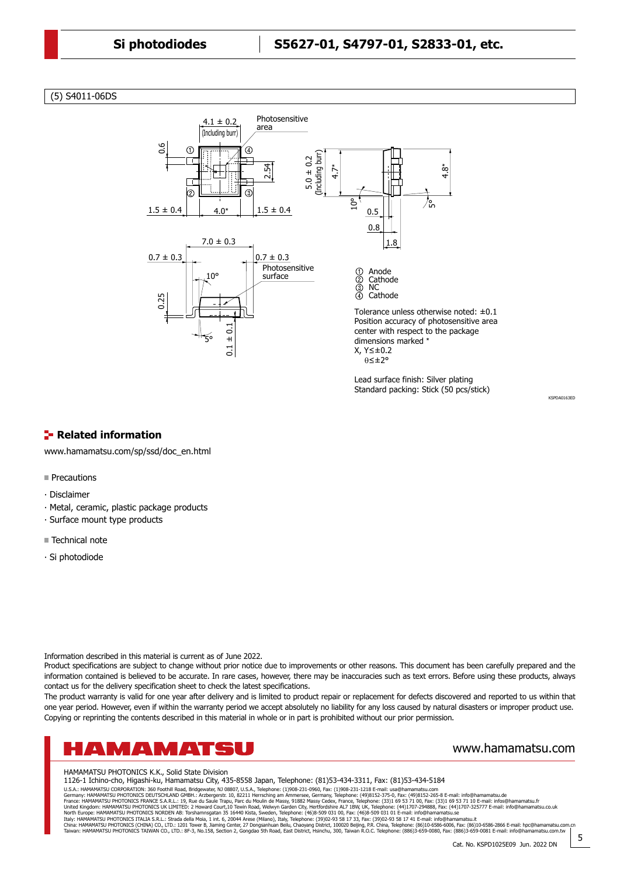(5) S4011-06DS

4.1 ± 0.2
(Including burr)
Photosensitive area
0.6
① ④
② ③
2.54
1.5 ± 0.4
4.0*
1.5 ± 0.4
5.0 ± 0.2
(Including burr)
4.7*
4.8*
10°
5°
0.5
0.8
1.8
7.0 ± 0.3
0.7 ± 0.3
0.7 ± 0.3
Photosensitive surface
10°
0.25
5°
0.1 ± 0.1

① Anode
② Cathode
③ NC
④ Cathode

Tolerance unless otherwise noted: ±0.1
Position accuracy of photosensitive area center with respect to the package dimensions marked *
X, Y≤±0.2
θ≤±2°

Lead surface finish: Silver plating
Standard packing: Stick (50 pcs/stick)

KSPDA0163ED

## Related information

www.hamamatsu.com/sp/ssd/doc_en.html

- Precautions
- · Disclaimer
- · Metal, ceramic, plastic package products
- · Surface mount type products
- Technical note
- · Si photodiode

Information described in this material is current as of June 2022.

Product specifications are subject to change without prior notice due to improvements or other reasons. This document has been carefully prepared and the information contained is believed to be accurate. In rare cases, however, there may be inaccuracies such as text errors. Before using these products, always contact us for the delivery specification sheet to check the latest specifications.

The product warranty is valid for one year after delivery and is limited to product repair or replacement for defects discovered and reported to us within that one year period. However, even if within the warranty period we accept absolutely no liability for any loss caused by natural disasters or improper product use. Copying or reprinting the contents described in this material in whole or in part is prohibited without our prior permission.

HAMAMATSU

www.hamamatsu.com

HAMAMATSU PHOTONICS K.K., Solid State Division
1126-1 Ichino-cho, Higashi-ku, Hamamatsu City, 435-8558 Japan, Telephone: (81)53-434-3311, Fax: (81)53-434-5184
U.S.A.: HAMAMATSU CORPORATION: 360 Foothill Road, Bridgewater, NJ 08807, U.S.A., Telephone: (1)908-231-0960, Fax: (1)908-231-1218 E-mail: usa@hamamatsu.com
Germany: HAMAMATSU PHOTONICS DEUTSCHLAND GMBH.: Arzbergerstr. 10, 82211 Herrsching am Ammersee, Germany, Telephone: (49)8152-375-0, Fax: (49)8152-265-8 E-mail: info@hamamatsu.de
France: HAMAMATSU PHOTONICS FRANCE S.A.R.L.: 19, Rue du Saule Trapu, Parc du Moulin de Massy, 91882 Massy Cedex, France, Telephone: (33)1 69 53 71 00, Fax: (33)1 69 53 71 10 E-mail: infos@hamamatsu.fr
United Kingdom: HAMAMATSU PHOTONICS UK LIMITED: 2 Howard Court,10 Tewin Road, Welwyn Garden City, Hertfordshire AL7 1BW, UK, Telephone: (44)1707-294888, Fax: (44)1707-325777 E-mail: info@hamamatsu.co.uk
North Europe: HAMAMATSU PHOTONICS NORDEN AB: Torshamnsgatan 35 16440 Kista, Sweden, Telephone: (46)8-509 031 00, Fax: (46)8-509 031 01 E-mail: info@hamamatsu.se
Italy: HAMAMATSU PHOTONICS ITALIA S.R.L.: Strada della Moia, 1 int. 6, 20044 Arese (Milano), Italy, Telephone: (39)02-93 58 17 33, Fax: (39)02-93 58 17 41 E-mail: info@hamamatsu.it
China: HAMAMATSU PHOTONICS (CHINA) CO., LTD.: 1201 Tower B, Jiaming Center, 27 Dongsanhuan Beilu, Chaoyang District, 100020 Beijing, P.R. China, Telephone: (86)10-6586-6006, Fax: (86)10-6586-2866 E-mail: hpc@hamamatsu.com.cn
Taiwan: HAMAMATSU PHOTONICS TAIWAN CO., LTD.: 8F-3, No.158, Section 2, Gongdao 5th Road, East District, Hsinchu, 300, Taiwan R.O.C. Telephone: (886)3-659-0080, Fax: (886)3-659-0081 E-mail: info@hamamatsu.com.tw

Cat. No. KSPD1025E09 Jun. 2022 DN